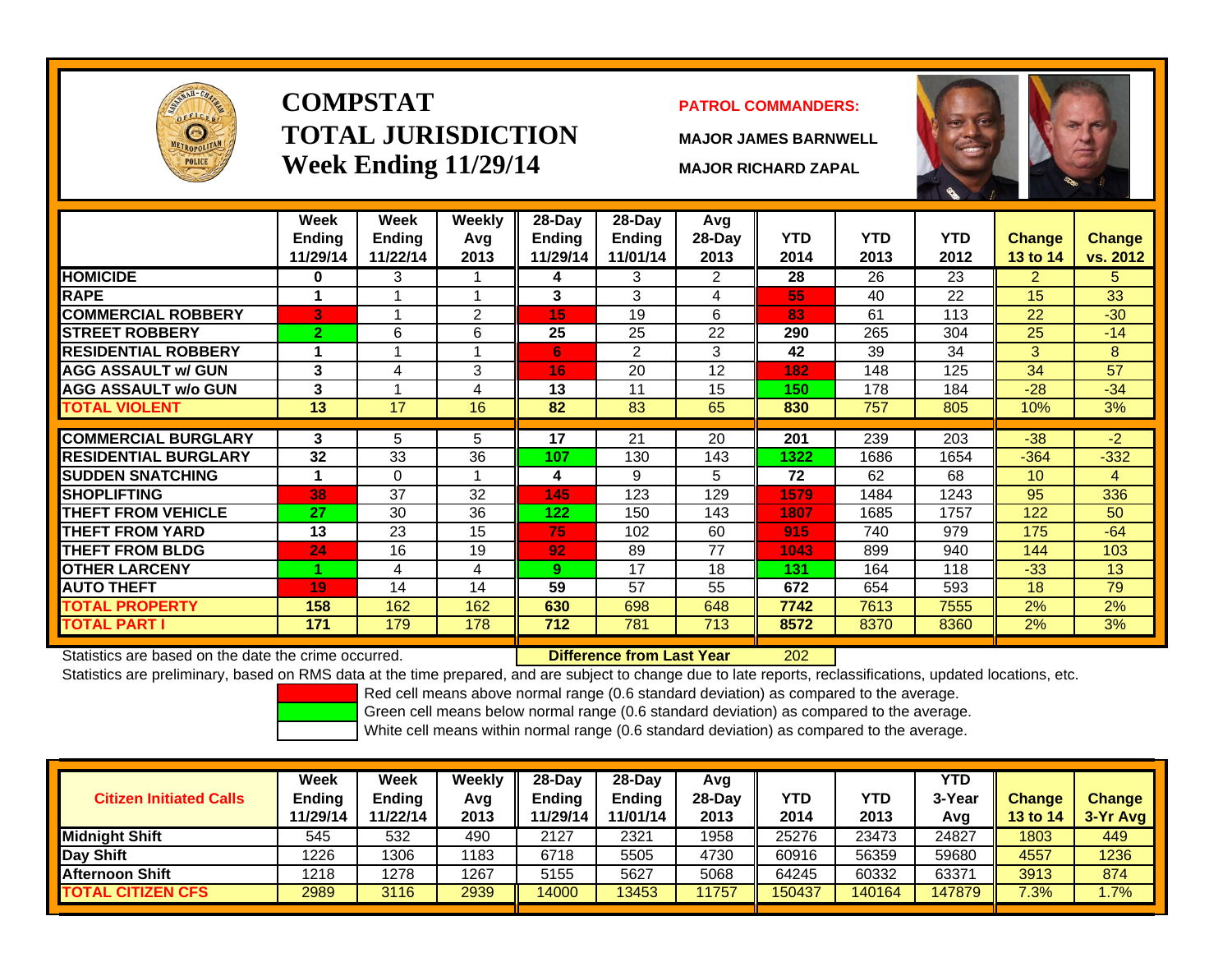# COMPSTAT
# TOTAL JURISDICTION
# Week Ending 11/29/14

**PATROL COMMANDERS:**

**MAJOR JAMES BARNWELL**

**MAJOR RICHARD ZAPAL**

| | Week Ending 11/29/14 | Week Ending 11/22/14 | Weekly Avg 2013 | 28-Day Ending 11/29/14 | 28-Day Ending 11/01/14 | Avg 28-Day 2013 | YTD 2014 | YTD 2013 | YTD 2012 | Change 13 to 14 | Change vs. 2012 |
|---|---|---|---|---|---|---|---|---|---|---|---|
| HOMICIDE | 0 | 3 | 1 | 4 | 3 | 2 | 28 | 26 | 23 | 2 | 5 |
| RAPE | 1 | 1 | 1 | 3 | 3 | 4 | 55 | 40 | 22 | 15 | 33 |
| COMMERCIAL ROBBERY | 3 | 1 | 2 | 15 | 19 | 6 | 83 | 61 | 113 | 22 | -30 |
| STREET ROBBERY | 2 | 6 | 6 | 25 | 25 | 22 | 290 | 265 | 304 | 25 | -14 |
| RESIDENTIAL ROBBERY | 1 | 1 | 1 | 6 | 2 | 3 | 42 | 39 | 34 | 3 | 8 |
| AGG ASSAULT w/ GUN | 3 | 4 | 3 | 16 | 20 | 12 | 182 | 148 | 125 | 34 | 57 |
| AGG ASSAULT w/o GUN | 3 | 1 | 4 | 13 | 11 | 15 | 150 | 178 | 184 | -28 | -34 |
| TOTAL VIOLENT | 13 | 17 | 16 | 82 | 83 | 65 | 830 | 757 | 805 | 10% | 3% |
| COMMERCIAL BURGLARY | 3 | 5 | 5 | 17 | 21 | 20 | 201 | 239 | 203 | -38 | -2 |
| RESIDENTIAL BURGLARY | 32 | 33 | 36 | 107 | 130 | 143 | 1322 | 1686 | 1654 | -364 | -332 |
| SUDDEN SNATCHING | 1 | 0 | 1 | 4 | 9 | 5 | 72 | 62 | 68 | 10 | 4 |
| SHOPLIFTING | 38 | 37 | 32 | 145 | 123 | 129 | 1579 | 1484 | 1243 | 95 | 336 |
| THEFT FROM VEHICLE | 27 | 30 | 36 | 122 | 150 | 143 | 1807 | 1685 | 1757 | 122 | 50 |
| THEFT FROM YARD | 13 | 23 | 15 | 75 | 102 | 60 | 915 | 740 | 979 | 175 | -64 |
| THEFT FROM BLDG | 24 | 16 | 19 | 92 | 89 | 77 | 1043 | 899 | 940 | 144 | 103 |
| OTHER LARCENY | 1 | 4 | 4 | 9 | 17 | 18 | 131 | 164 | 118 | -33 | 13 |
| AUTO THEFT | 19 | 14 | 14 | 59 | 57 | 55 | 672 | 654 | 593 | 18 | 79 |
| TOTAL PROPERTY | 158 | 162 | 162 | 630 | 698 | 648 | 7742 | 7613 | 7555 | 2% | 2% |
| TOTAL PART I | 171 | 179 | 178 | 712 | 781 | 713 | 8572 | 8370 | 8360 | 2% | 3% |

Statistics are based on the date the crime occurred. **Difference from Last Year** 202

Statistics are preliminary, based on RMS data at the time prepared, and are subject to change due to late reports, reclassifications, updated locations, etc.

Red cell means above normal range (0.6 standard deviation) as compared to the average.
Green cell means below normal range (0.6 standard deviation) as compared to the average.
White cell means within normal range (0.6 standard deviation) as compared to the average.

| Citizen Initiated Calls | Week Ending 11/29/14 | Week Ending 11/22/14 | Weekly Avg 2013 | 28-Day Ending 11/29/14 | 28-Day Ending 11/01/14 | Avg 28-Day 2013 | YTD 2014 | YTD 2013 | YTD 3-Year Avg | Change 13 to 14 | Change 3-Yr Avg |
|---|---|---|---|---|---|---|---|---|---|---|---|
| Midnight Shift | 545 | 532 | 490 | 2127 | 2321 | 1958 | 25276 | 23473 | 24827 | 1803 | 449 |
| Day Shift | 1226 | 1306 | 1183 | 6718 | 5505 | 4730 | 60916 | 56359 | 59680 | 4557 | 1236 |
| Afternoon Shift | 1218 | 1278 | 1267 | 5155 | 5627 | 5068 | 64245 | 60332 | 63371 | 3913 | 874 |
| TOTAL CITIZEN CFS | 2989 | 3116 | 2939 | 14000 | 13453 | 11757 | 150437 | 140164 | 147879 | 7.3% | 1.7% |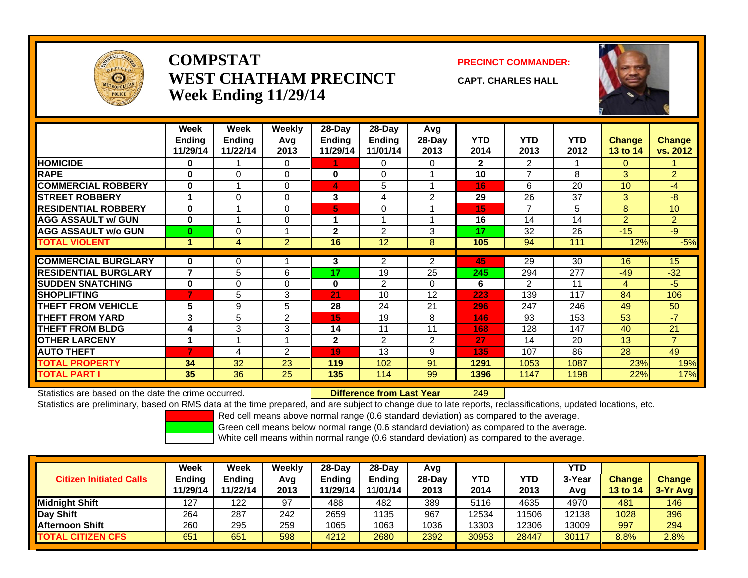# COMPSTAT
# WEST CHATHAM PRECINCT
## Week Ending 11/29/14

**PRECINCT COMMANDER:**

**CAPT. CHARLES HALL**

| | Week Ending 11/29/14 | Week Ending 11/22/14 | Weekly Avg 2013 | 28-Day Ending 11/29/14 | 28-Day Ending 11/01/14 | Avg 28-Day 2013 | YTD 2014 | YTD 2013 | YTD 2012 | Change 13 to 14 | Change vs. 2012 |
|---|---|---|---|---|---|---|---|---|---|---|---|
| HOMICIDE | 0 | 1 | 0 | 1 | 0 | 0 | 2 | 2 | 1 | 0 | 1 |
| RAPE | 0 | 0 | 0 | 0 | 0 | 1 | 10 | 7 | 8 | 3 | 2 |
| COMMERCIAL ROBBERY | 0 | 1 | 0 | 4 | 5 | 1 | 16 | 6 | 20 | 10 | -4 |
| STREET ROBBERY | 1 | 0 | 0 | 3 | 4 | 2 | 29 | 26 | 37 | 3 | -8 |
| RESIDENTIAL ROBBERY | 0 | 1 | 0 | 5 | 0 | 1 | 15 | 7 | 5 | 8 | 10 |
| AGG ASSAULT w/ GUN | 0 | 1 | 0 | 1 | 1 | 1 | 16 | 14 | 14 | 2 | 2 |
| AGG ASSAULT w/o GUN | 0 | 0 | 1 | 2 | 2 | 3 | 17 | 32 | 26 | -15 | -9 |
| TOTAL VIOLENT | 1 | 4 | 2 | 16 | 12 | 8 | 105 | 94 | 111 | 12% | -5% |
| COMMERCIAL BURGLARY | 0 | 0 | 1 | 3 | 2 | 2 | 45 | 29 | 30 | 16 | 15 |
| RESIDENTIAL BURGLARY | 7 | 5 | 6 | 17 | 19 | 25 | 245 | 294 | 277 | -49 | -32 |
| SUDDEN SNATCHING | 0 | 0 | 0 | 0 | 2 | 0 | 6 | 2 | 11 | 4 | -5 |
| SHOPLIFTING | 7 | 5 | 3 | 21 | 10 | 12 | 223 | 139 | 117 | 84 | 106 |
| THEFT FROM VEHICLE | 5 | 9 | 5 | 28 | 24 | 21 | 296 | 247 | 246 | 49 | 50 |
| THEFT FROM YARD | 3 | 5 | 2 | 15 | 19 | 8 | 146 | 93 | 153 | 53 | -7 |
| THEFT FROM BLDG | 4 | 3 | 3 | 14 | 11 | 11 | 168 | 128 | 147 | 40 | 21 |
| OTHER LARCENY | 1 | 1 | 1 | 2 | 2 | 2 | 27 | 14 | 20 | 13 | 7 |
| AUTO THEFT | 7 | 4 | 2 | 19 | 13 | 9 | 135 | 107 | 86 | 28 | 49 |
| TOTAL PROPERTY | 34 | 32 | 23 | 119 | 102 | 91 | 1291 | 1053 | 1087 | 23% | 19% |
| TOTAL PART I | 35 | 36 | 25 | 135 | 114 | 99 | 1396 | 1147 | 1198 | 22% | 17% |

Statistics are based on the date the crime occurred. **Difference from Last Year** 249

Statistics are preliminary, based on RMS data at the time prepared, and are subject to change due to late reports, reclassifications, updated locations, etc.

Red cell means above normal range (0.6 standard deviation) as compared to the average.
Green cell means below normal range (0.6 standard deviation) as compared to the average.
White cell means within normal range (0.6 standard deviation) as compared to the average.

| Citizen Initiated Calls | Week Ending 11/29/14 | Week Ending 11/22/14 | Weekly Avg 2013 | 28-Day Ending 11/29/14 | 28-Day Ending 11/01/14 | Avg 28-Day 2013 | YTD 2014 | YTD 2013 | YTD 3-Year Avg | Change 13 to 14 | Change 3-Yr Avg |
|---|---|---|---|---|---|---|---|---|---|---|---|
| Midnight Shift | 127 | 122 | 97 | 488 | 482 | 389 | 5116 | 4635 | 4970 | 481 | 146 |
| Day Shift | 264 | 287 | 242 | 2659 | 1135 | 967 | 12534 | 11506 | 12138 | 1028 | 396 |
| Afternoon Shift | 260 | 295 | 259 | 1065 | 1063 | 1036 | 13303 | 12306 | 13009 | 997 | 294 |
| TOTAL CITIZEN CFS | 651 | 651 | 598 | 4212 | 2680 | 2392 | 30953 | 28447 | 30117 | 8.8% | 2.8% |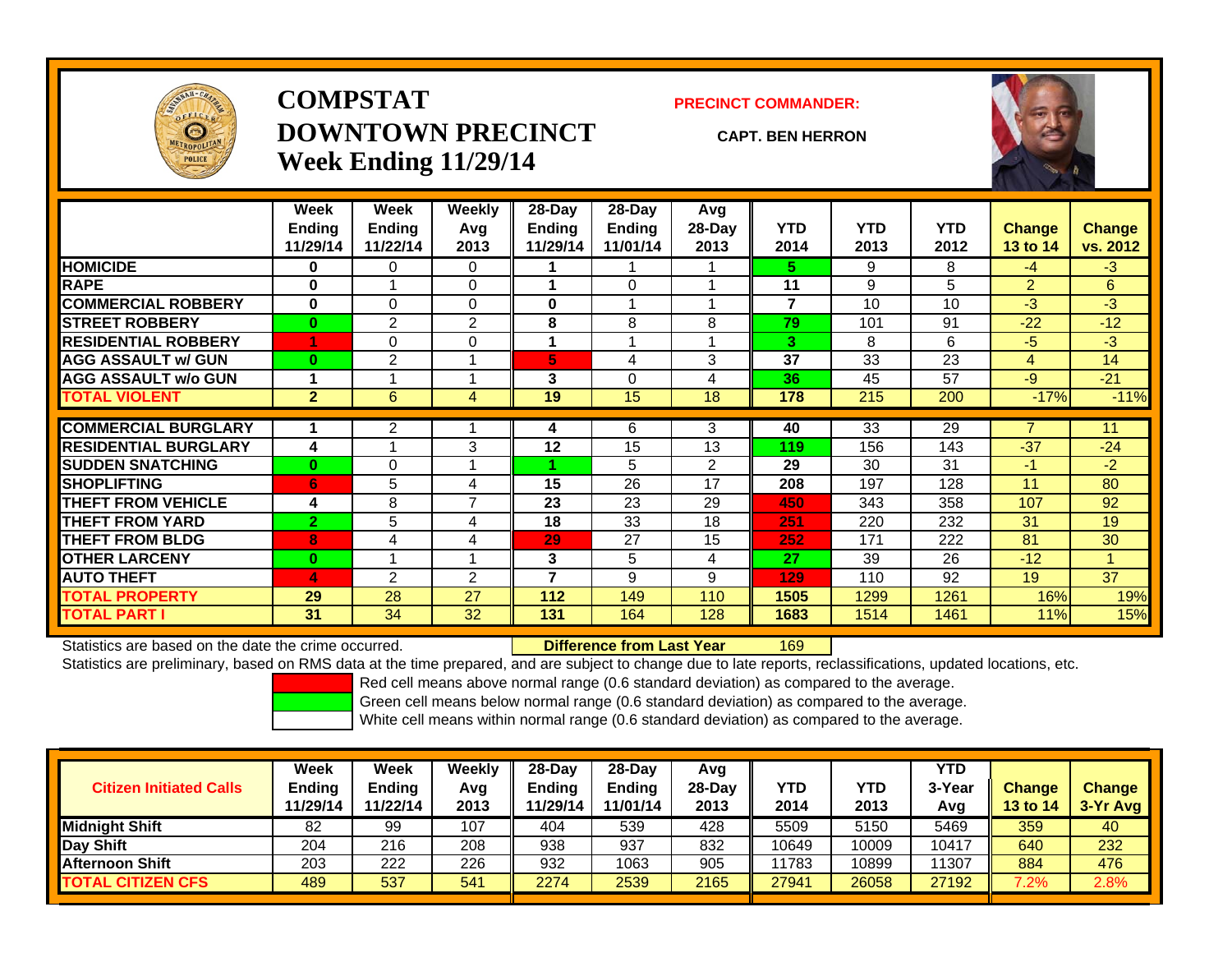# COMPSTAT
# DOWNTOWN PRECINCT
## Week Ending 11/29/14

**PRECINCT COMMANDER:**

**CAPT. BEN HERRON**

| | Week Ending 11/29/14 | Week Ending 11/22/14 | Weekly Avg 2013 | 28-Day Ending 11/29/14 | 28-Day Ending 11/01/14 | Avg 28-Day 2013 | YTD 2014 | YTD 2013 | YTD 2012 | Change 13 to 14 | Change vs. 2012 |
|---|---|---|---|---|---|---|---|---|---|---|---|
| **HOMICIDE** | 0 | 0 | 0 | 1 | 1 | 1 | 5 | 9 | 8 | -4 | -3 |
| **RAPE** | 0 | 1 | 0 | 1 | 0 | 1 | 11 | 9 | 5 | 2 | 6 |
| **COMMERCIAL ROBBERY** | 0 | 0 | 0 | 0 | 1 | 1 | 7 | 10 | 10 | -3 | -3 |
| **STREET ROBBERY** | 0 | 2 | 2 | 8 | 8 | 8 | 79 | 101 | 91 | -22 | -12 |
| **RESIDENTIAL ROBBERY** | 1 | 0 | 0 | 1 | 1 | 1 | 3 | 8 | 6 | -5 | -3 |
| **AGG ASSAULT w/ GUN** | 0 | 2 | 1 | 5 | 4 | 3 | 37 | 33 | 23 | 4 | 14 |
| **AGG ASSAULT w/o GUN** | 1 | 1 | 1 | 3 | 0 | 4 | 36 | 45 | 57 | -9 | -21 |
| **TOTAL VIOLENT** | 2 | 6 | 4 | 19 | 15 | 18 | 178 | 215 | 200 | -17% | -11% |
| **COMMERCIAL BURGLARY** | 1 | 2 | 1 | 4 | 6 | 3 | 40 | 33 | 29 | 7 | 11 |
| **RESIDENTIAL BURGLARY** | 4 | 1 | 3 | 12 | 15 | 13 | 119 | 156 | 143 | -37 | -24 |
| **SUDDEN SNATCHING** | 0 | 0 | 1 | 1 | 5 | 2 | 29 | 30 | 31 | -1 | -2 |
| **SHOPLIFTING** | 6 | 5 | 4 | 15 | 26 | 17 | 208 | 197 | 128 | 11 | 80 |
| **THEFT FROM VEHICLE** | 4 | 8 | 7 | 23 | 23 | 29 | 450 | 343 | 358 | 107 | 92 |
| **THEFT FROM YARD** | 2 | 5 | 4 | 18 | 33 | 18 | 251 | 220 | 232 | 31 | 19 |
| **THEFT FROM BLDG** | 8 | 4 | 4 | 29 | 27 | 15 | 252 | 171 | 222 | 81 | 30 |
| **OTHER LARCENY** | 0 | 1 | 1 | 3 | 5 | 4 | 27 | 39 | 26 | -12 | 1 |
| **AUTO THEFT** | 4 | 2 | 2 | 7 | 9 | 9 | 129 | 110 | 92 | 19 | 37 |
| **TOTAL PROPERTY** | 29 | 28 | 27 | 112 | 149 | 110 | 1505 | 1299 | 1261 | 16% | 19% |
| **TOTAL PART I** | 31 | 34 | 32 | 131 | 164 | 128 | 1683 | 1514 | 1461 | 11% | 15% |

Statistics are based on the date the crime occurred. **Difference from Last Year** 169

Statistics are preliminary, based on RMS data at the time prepared, and are subject to change due to late reports, reclassifications, updated locations, etc.

Red cell means above normal range (0.6 standard deviation) as compared to the average.
Green cell means below normal range (0.6 standard deviation) as compared to the average.
White cell means within normal range (0.6 standard deviation) as compared to the average.

| Citizen Initiated Calls | Week Ending 11/29/14 | Week Ending 11/22/14 | Weekly Avg 2013 | 28-Day Ending 11/29/14 | 28-Day Ending 11/01/14 | Avg 28-Day 2013 | YTD 2014 | YTD 2013 | YTD 3-Year Avg | Change 13 to 14 | Change 3-Yr Avg |
|---|---|---|---|---|---|---|---|---|---|---|---|
| **Midnight Shift** | 82 | 99 | 107 | 404 | 539 | 428 | 5509 | 5150 | 5469 | 359 | 40 |
| **Day Shift** | 204 | 216 | 208 | 938 | 937 | 832 | 10649 | 10009 | 10417 | 640 | 232 |
| **Afternoon Shift** | 203 | 222 | 226 | 932 | 1063 | 905 | 11783 | 10899 | 11307 | 884 | 476 |
| **TOTAL CITIZEN CFS** | 489 | 537 | 541 | 2274 | 2539 | 2165 | 27941 | 26058 | 27192 | 7.2% | 2.8% |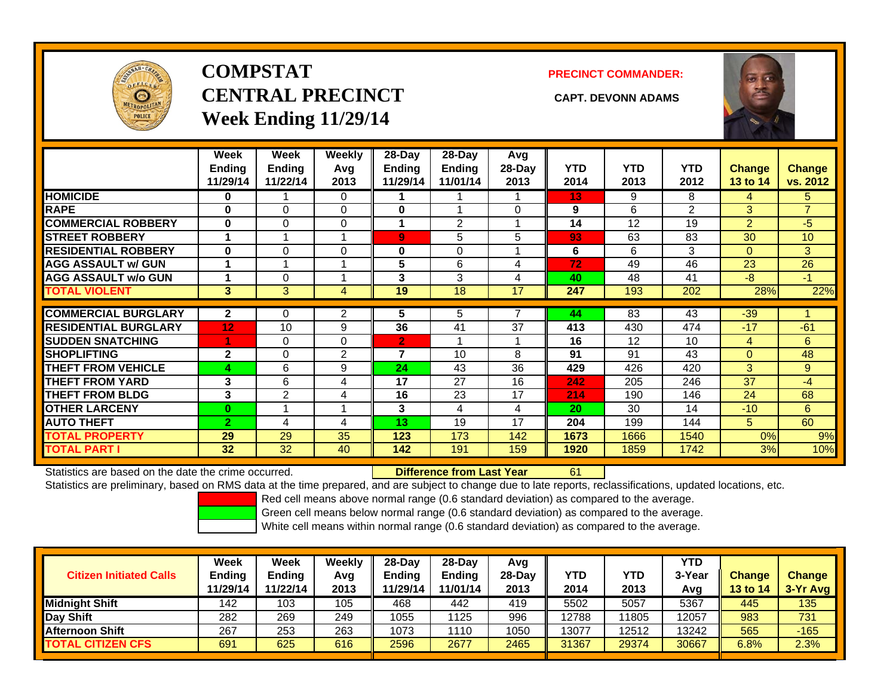# COMPSTAT CENTRAL PRECINCT Week Ending 11/29/14

**PRECINCT COMMANDER:**

**CAPT. DEVONN ADAMS**

| | Week Ending 11/29/14 | Week Ending 11/22/14 | Weekly Avg 2013 | 28-Day Ending 11/29/14 | 28-Day Ending 11/01/14 | Avg 28-Day 2013 | YTD 2014 | YTD 2013 | YTD 2012 | Change 13 to 14 | Change vs. 2012 |
|---|---|---|---|---|---|---|---|---|---|---|---|
| HOMICIDE | 0 | 1 | 0 | 1 | 1 | 1 | 13 | 9 | 8 | 4 | 5 |
| RAPE | 0 | 0 | 0 | 0 | 1 | 0 | 9 | 6 | 2 | 3 | 7 |
| COMMERCIAL ROBBERY | 0 | 0 | 0 | 1 | 2 | 1 | 14 | 12 | 19 | 2 | -5 |
| STREET ROBBERY | 1 | 1 | 1 | 9 | 5 | 5 | 93 | 63 | 83 | 30 | 10 |
| RESIDENTIAL ROBBERY | 0 | 0 | 0 | 0 | 0 | 1 | 6 | 6 | 3 | 0 | 3 |
| AGG ASSAULT w/ GUN | 1 | 1 | 1 | 5 | 6 | 4 | 72 | 49 | 46 | 23 | 26 |
| AGG ASSAULT w/o GUN | 1 | 0 | 1 | 3 | 3 | 4 | 40 | 48 | 41 | -8 | -1 |
| TOTAL VIOLENT | 3 | 3 | 4 | 19 | 18 | 17 | 247 | 193 | 202 | 28% | 22% |
| COMMERCIAL BURGLARY | 2 | 0 | 2 | 5 | 5 | 7 | 44 | 83 | 43 | -39 | 1 |
| RESIDENTIAL BURGLARY | 12 | 10 | 9 | 36 | 41 | 37 | 413 | 430 | 474 | -17 | -61 |
| SUDDEN SNATCHING | 1 | 0 | 0 | 2 | 1 | 1 | 16 | 12 | 10 | 4 | 6 |
| SHOPLIFTING | 2 | 0 | 2 | 7 | 10 | 8 | 91 | 91 | 43 | 0 | 48 |
| THEFT FROM VEHICLE | 4 | 6 | 9 | 24 | 43 | 36 | 429 | 426 | 420 | 3 | 9 |
| THEFT FROM YARD | 3 | 6 | 4 | 17 | 27 | 16 | 242 | 205 | 246 | 37 | -4 |
| THEFT FROM BLDG | 3 | 2 | 4 | 16 | 23 | 17 | 214 | 190 | 146 | 24 | 68 |
| OTHER LARCENY | 0 | 1 | 1 | 3 | 4 | 4 | 20 | 30 | 14 | -10 | 6 |
| AUTO THEFT | 2 | 4 | 4 | 13 | 19 | 17 | 204 | 199 | 144 | 5 | 60 |
| TOTAL PROPERTY | 29 | 29 | 35 | 123 | 173 | 142 | 1673 | 1666 | 1540 | 0% | 9% |
| TOTAL PART I | 32 | 32 | 40 | 142 | 191 | 159 | 1920 | 1859 | 1742 | 3% | 10% |

Statistics are based on the date the crime occurred. **Difference from Last Year** 61

Statistics are preliminary, based on RMS data at the time prepared, and are subject to change due to late reports, reclassifications, updated locations, etc.

Red cell means above normal range (0.6 standard deviation) as compared to the average.

Green cell means below normal range (0.6 standard deviation) as compared to the average.

White cell means within normal range (0.6 standard deviation) as compared to the average.

| Citizen Initiated Calls | Week Ending 11/29/14 | Week Ending 11/22/14 | Weekly Avg 2013 | 28-Day Ending 11/29/14 | 28-Day Ending 11/01/14 | Avg 28-Day 2013 | YTD 2014 | YTD 2013 | YTD 3-Year Avg | Change 13 to 14 | Change 3-Yr Avg |
|---|---|---|---|---|---|---|---|---|---|---|---|
| Midnight Shift | 142 | 103 | 105 | 468 | 442 | 419 | 5502 | 5057 | 5367 | 445 | 135 |
| Day Shift | 282 | 269 | 249 | 1055 | 1125 | 996 | 12788 | 11805 | 12057 | 983 | 731 |
| Afternoon Shift | 267 | 253 | 263 | 1073 | 1110 | 1050 | 13077 | 12512 | 13242 | 565 | -165 |
| TOTAL CITIZEN CFS | 691 | 625 | 616 | 2596 | 2677 | 2465 | 31367 | 29374 | 30667 | 6.8% | 2.3% |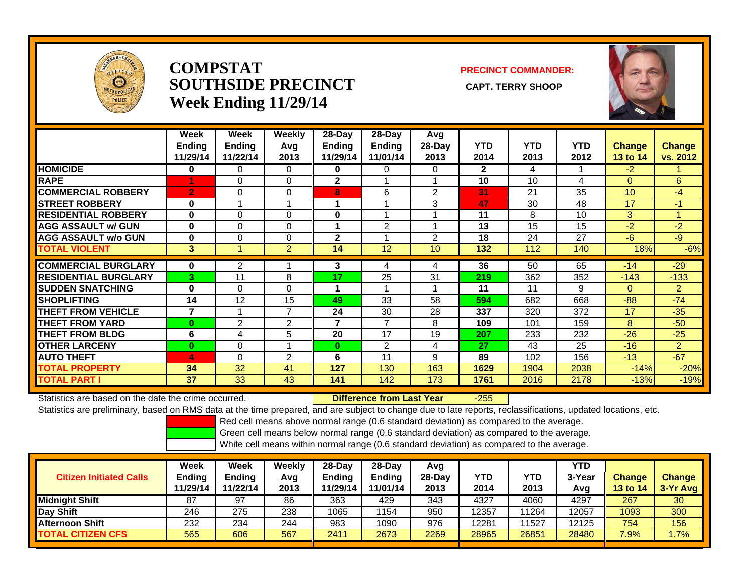# COMPSTAT SOUTHSIDE PRECINCT
## Week Ending 11/29/14

**PRECINCT COMMANDER:**

**CAPT. TERRY SHOOP**

| | Week Ending 11/29/14 | Week Ending 11/22/14 | Weekly Avg 2013 | 28-Day Ending 11/29/14 | 28-Day Ending 11/01/14 | Avg 28-Day 2013 | YTD 2014 | YTD 2013 | YTD 2012 | Change 13 to 14 | Change vs. 2012 |
|---|---|---|---|---|---|---|---|---|---|---|---|
| **HOMICIDE** | 0 | 0 | 0 | 0 | 0 | 0 | 2 | 4 | 1 | -2 | 1 |
| **RAPE** | 1 | 0 | 0 | 2 | 1 | 1 | 10 | 10 | 4 | 0 | 6 |
| **COMMERCIAL ROBBERY** | 2 | 0 | 0 | 8 | 6 | 2 | 31 | 21 | 35 | 10 | -4 |
| **STREET ROBBERY** | 0 | 1 | 1 | 1 | 1 | 3 | 47 | 30 | 48 | 17 | -1 |
| **RESIDENTIAL ROBBERY** | 0 | 0 | 0 | 0 | 1 | 1 | 11 | 8 | 10 | 3 | 1 |
| **AGG ASSAULT w/ GUN** | 0 | 0 | 0 | 1 | 2 | 1 | 13 | 15 | 15 | -2 | -2 |
| **AGG ASSAULT w/o GUN** | 0 | 0 | 0 | 2 | 1 | 2 | 18 | 24 | 27 | -6 | -9 |
| **TOTAL VIOLENT** | 3 | 1 | 2 | 14 | 12 | 10 | 132 | 112 | 140 | 18% | -6% |
| **COMMERCIAL BURGLARY** | 0 | 2 | 1 | 3 | 4 | 4 | 36 | 50 | 65 | -14 | -29 |
| **RESIDENTIAL BURGLARY** | 3 | 11 | 8 | 17 | 25 | 31 | 219 | 362 | 352 | -143 | -133 |
| **SUDDEN SNATCHING** | 0 | 0 | 0 | 1 | 1 | 1 | 11 | 11 | 9 | 0 | 2 |
| **SHOPLIFTING** | 14 | 12 | 15 | 49 | 33 | 58 | 594 | 682 | 668 | -88 | -74 |
| **THEFT FROM VEHICLE** | 7 | 1 | 7 | 24 | 30 | 28 | 337 | 320 | 372 | 17 | -35 |
| **THEFT FROM YARD** | 0 | 2 | 2 | 7 | 7 | 8 | 109 | 101 | 159 | 8 | -50 |
| **THEFT FROM BLDG** | 6 | 4 | 5 | 20 | 17 | 19 | 207 | 233 | 232 | -26 | -25 |
| **OTHER LARCENY** | 0 | 0 | 1 | 0 | 2 | 4 | 27 | 43 | 25 | -16 | 2 |
| **AUTO THEFT** | 4 | 0 | 2 | 6 | 11 | 9 | 89 | 102 | 156 | -13 | -67 |
| **TOTAL PROPERTY** | 34 | 32 | 41 | 127 | 130 | 163 | 1629 | 1904 | 2038 | -14% | -20% |
| **TOTAL PART I** | 37 | 33 | 43 | 141 | 142 | 173 | 1761 | 2016 | 2178 | -13% | -19% |

Statistics are based on the date the crime occurred. **Difference from Last Year** -255

Statistics are preliminary, based on RMS data at the time prepared, and are subject to change due to late reports, reclassifications, updated locations, etc.

Red cell means above normal range (0.6 standard deviation) as compared to the average.
Green cell means below normal range (0.6 standard deviation) as compared to the average.
White cell means within normal range (0.6 standard deviation) as compared to the average.

| Citizen Initiated Calls | Week Ending 11/29/14 | Week Ending 11/22/14 | Weekly Avg 2013 | 28-Day Ending 11/29/14 | 28-Day Ending 11/01/14 | Avg 28-Day 2013 | YTD 2014 | YTD 2013 | YTD 3-Year Avg | Change 13 to 14 | Change 3-Yr Avg |
|---|---|---|---|---|---|---|---|---|---|---|---|
| **Midnight Shift** | 87 | 97 | 86 | 363 | 429 | 343 | 4327 | 4060 | 4297 | 267 | 30 |
| **Day Shift** | 246 | 275 | 238 | 1065 | 1154 | 950 | 12357 | 11264 | 12057 | 1093 | 300 |
| **Afternoon Shift** | 232 | 234 | 244 | 983 | 1090 | 976 | 12281 | 11527 | 12125 | 754 | 156 |
| **TOTAL CITIZEN CFS** | 565 | 606 | 567 | 2411 | 2673 | 2269 | 28965 | 26851 | 28480 | 7.9% | 1.7% |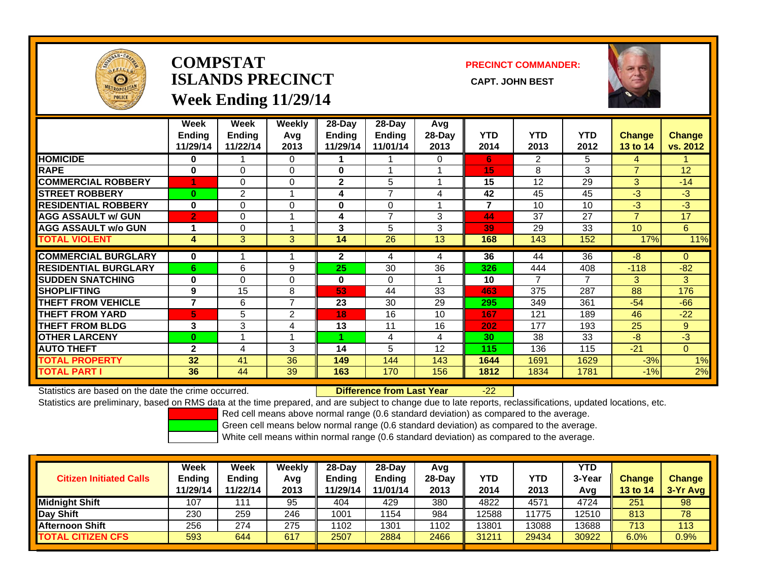# COMPSTAT
## ISLANDS PRECINCT
### Week Ending 11/29/14

**PRECINCT COMMANDER:**

**CAPT. JOHN BEST**

| | Week Ending 11/29/14 | Week Ending 11/22/14 | Weekly Avg 2013 | 28-Day Ending 11/29/14 | 28-Day Ending 11/01/14 | Avg 28-Day 2013 | YTD 2014 | YTD 2013 | YTD 2012 | Change 13 to 14 | Change vs. 2012 |
|---|---|---|---|---|---|---|---|---|---|---|---|
| HOMICIDE | 0 | 1 | 0 | 1 | 1 | 0 | 6 | 2 | 5 | 4 | 1 |
| RAPE | 0 | 0 | 0 | 0 | 1 | 1 | 15 | 8 | 3 | 7 | 12 |
| COMMERCIAL ROBBERY | 1 | 0 | 0 | 2 | 5 | 1 | 15 | 12 | 29 | 3 | -14 |
| STREET ROBBERY | 0 | 2 | 1 | 4 | 7 | 4 | 42 | 45 | 45 | -3 | -3 |
| RESIDENTIAL ROBBERY | 0 | 0 | 0 | 0 | 0 | 1 | 7 | 10 | 10 | -3 | -3 |
| AGG ASSAULT w/ GUN | 2 | 0 | 1 | 4 | 7 | 3 | 44 | 37 | 27 | 7 | 17 |
| AGG ASSAULT w/o GUN | 1 | 0 | 1 | 3 | 5 | 3 | 39 | 29 | 33 | 10 | 6 |
| TOTAL VIOLENT | 4 | 3 | 3 | 14 | 26 | 13 | 168 | 143 | 152 | 17% | 11% |
| COMMERCIAL BURGLARY | 0 | 1 | 1 | 2 | 4 | 4 | 36 | 44 | 36 | -8 | 0 |
| RESIDENTIAL BURGLARY | 6 | 6 | 9 | 25 | 30 | 36 | 326 | 444 | 408 | -118 | -82 |
| SUDDEN SNATCHING | 0 | 0 | 0 | 0 | 0 | 1 | 10 | 7 | 7 | 3 | 3 |
| SHOPLIFTING | 9 | 15 | 8 | 53 | 44 | 33 | 463 | 375 | 287 | 88 | 176 |
| THEFT FROM VEHICLE | 7 | 6 | 7 | 23 | 30 | 29 | 295 | 349 | 361 | -54 | -66 |
| THEFT FROM YARD | 5 | 5 | 2 | 18 | 16 | 10 | 167 | 121 | 189 | 46 | -22 |
| THEFT FROM BLDG | 3 | 3 | 4 | 13 | 11 | 16 | 202 | 177 | 193 | 25 | 9 |
| OTHER LARCENY | 0 | 1 | 1 | 1 | 4 | 4 | 30 | 38 | 33 | -8 | -3 |
| AUTO THEFT | 2 | 4 | 3 | 14 | 5 | 12 | 115 | 136 | 115 | -21 | 0 |
| TOTAL PROPERTY | 32 | 41 | 36 | 149 | 144 | 143 | 1644 | 1691 | 1629 | -3% | 1% |
| TOTAL PART I | 36 | 44 | 39 | 163 | 170 | 156 | 1812 | 1834 | 1781 | -1% | 2% |

Statistics are based on the date the crime occurred. **Difference from Last Year** -22

Statistics are preliminary, based on RMS data at the time prepared, and are subject to change due to late reports, reclassifications, updated locations, etc.

Red cell means above normal range (0.6 standard deviation) as compared to the average.

Green cell means below normal range (0.6 standard deviation) as compared to the average.

White cell means within normal range (0.6 standard deviation) as compared to the average.

| Citizen Initiated Calls | Week Ending 11/29/14 | Week Ending 11/22/14 | Weekly Avg 2013 | 28-Day Ending 11/29/14 | 28-Day Ending 11/01/14 | Avg 28-Day 2013 | YTD 2014 | YTD 2013 | YTD 3-Year Avg | Change 13 to 14 | Change 3-Yr Avg |
|---|---|---|---|---|---|---|---|---|---|---|---|
| Midnight Shift | 107 | 111 | 95 | 404 | 429 | 380 | 4822 | 4571 | 4724 | 251 | 98 |
| Day Shift | 230 | 259 | 246 | 1001 | 1154 | 984 | 12588 | 11775 | 12510 | 813 | 78 |
| Afternoon Shift | 256 | 274 | 275 | 1102 | 1301 | 1102 | 13801 | 13088 | 13688 | 713 | 113 |
| TOTAL CITIZEN CFS | 593 | 644 | 617 | 2507 | 2884 | 2466 | 31211 | 29434 | 30922 | 6.0% | 0.9% |